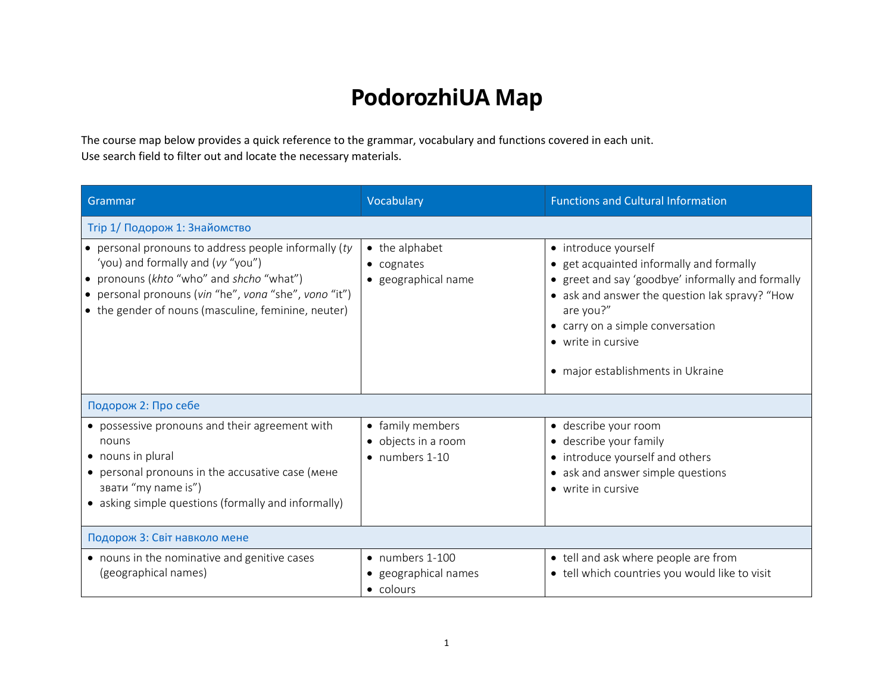# PodorozhiUA Map

The course map below provides a quick reference to the grammar, vocabulary and functions covered in each unit.
Use search field to filter out and locate the necessary materials.

| Grammar | Vocabulary | Functions and Cultural Information |
|---|---|---|
| **Trip 1/ Подорож 1: Знайомство** | | |
| • personal pronouns to address people informally (*ty* 'you) and formally and (*vy* "you")<br>• pronouns (*khto* "who" and *shcho* "what")<br>• personal pronouns (*vin* "he", *vona* "she", *vono* "it")<br>• the gender of nouns (masculine, feminine, neuter) | • the alphabet<br>• cognates<br>• geographical name | • introduce yourself<br>• get acquainted informally and formally<br>• greet and say 'goodbye' informally and formally<br>• ask and answer the question Iak spravy? "How are you?"<br>• carry on a simple conversation<br>• write in cursive<br><br>• major establishments in Ukraine |
| **Подорож 2: Про себе** | | |
| • possessive pronouns and their agreement with nouns<br>• nouns in plural<br>• personal pronouns in the accusative case (мене звати "my name is")<br>• asking simple questions (formally and informally) | • family members<br>• objects in a room<br>• numbers 1-10 | • describe your room<br>• describe your family<br>• introduce yourself and others<br>• ask and answer simple questions<br>• write in cursive |
| **Подорож 3: Світ навколо мене** | | |
| • nouns in the nominative and genitive cases (geographical names) | • numbers 1-100<br>• geographical names<br>• colours | • tell and ask where people are from<br>• tell which countries you would like to visit |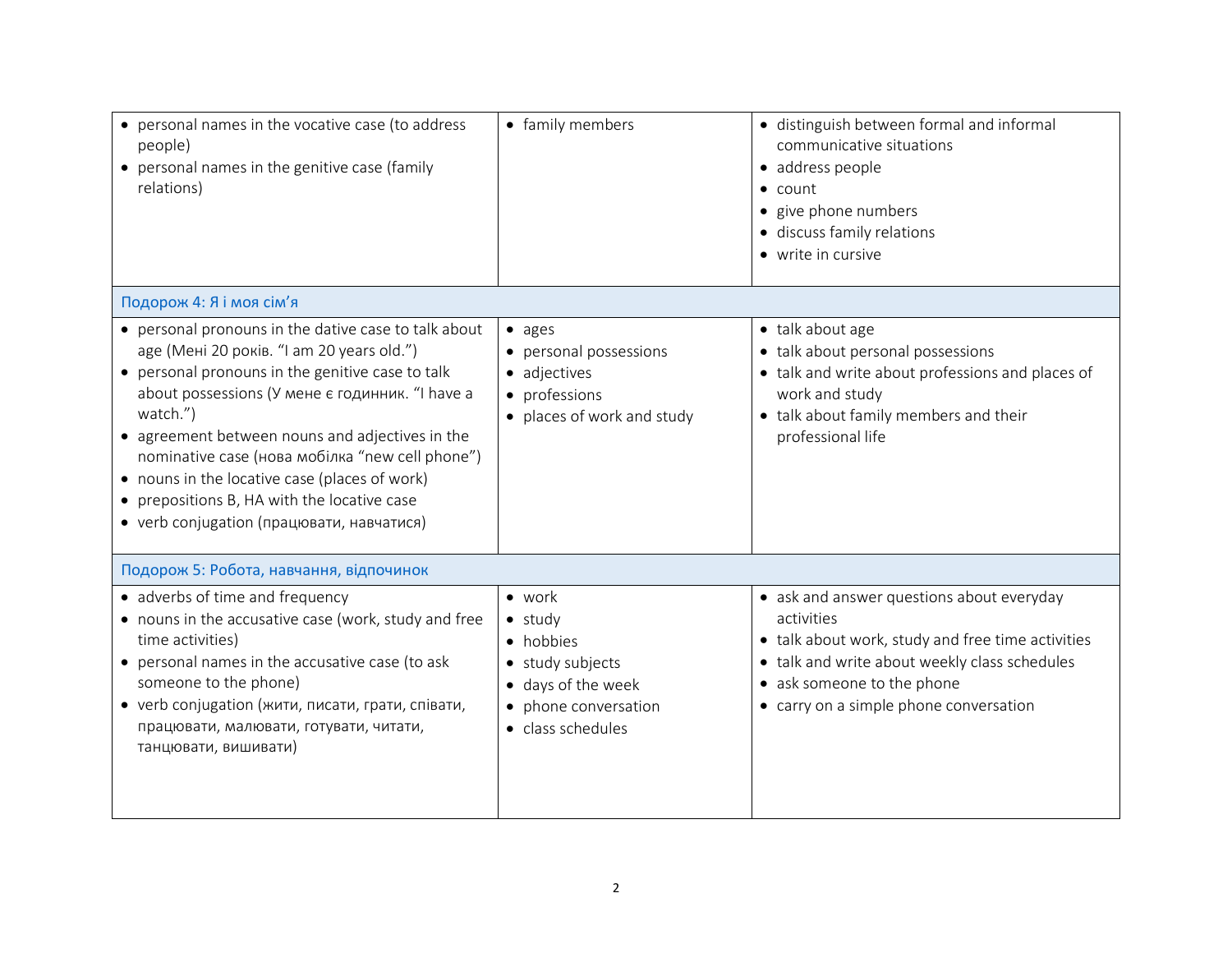| | | |
|---|---|---|
| • personal names in the vocative case (to address people)<br>• personal names in the genitive case (family relations) | • family members | • distinguish between formal and informal communicative situations<br>• address people<br>• count<br>• give phone numbers<br>• discuss family relations<br>• write in cursive |
| **Подорож 4: Я і моя сім'я** | | |
| • personal pronouns in the dative case to talk about age (Мені 20 років. "I am 20 years old.")<br>• personal pronouns in the genitive case to talk about possessions (У мене є годинник. "I have a watch.")<br>• agreement between nouns and adjectives in the nominative case (нова мобілка "new cell phone")<br>• nouns in the locative case (places of work)<br>• prepositions В, НА with the locative case<br>• verb conjugation (працювати, навчатися) | • ages<br>• personal possessions<br>• adjectives<br>• professions<br>• places of work and study | • talk about age<br>• talk about personal possessions<br>• talk and write about professions and places of work and study<br>• talk about family members and their professional life |
| **Подорож 5: Робота, навчання, відпочинок** | | |
| • adverbs of time and frequency<br>• nouns in the accusative case (work, study and free time activities)<br>• personal names in the accusative case (to ask someone to the phone)<br>• verb conjugation (жити, писати, грати, співати, працювати, малювати, готувати, читати, танцювати, вишивати) | • work<br>• study<br>• hobbies<br>• study subjects<br>• days of the week<br>• phone conversation<br>• class schedules | • ask and answer questions about everyday activities<br>• talk about work, study and free time activities<br>• talk and write about weekly class schedules<br>• ask someone to the phone<br>• carry on a simple phone conversation |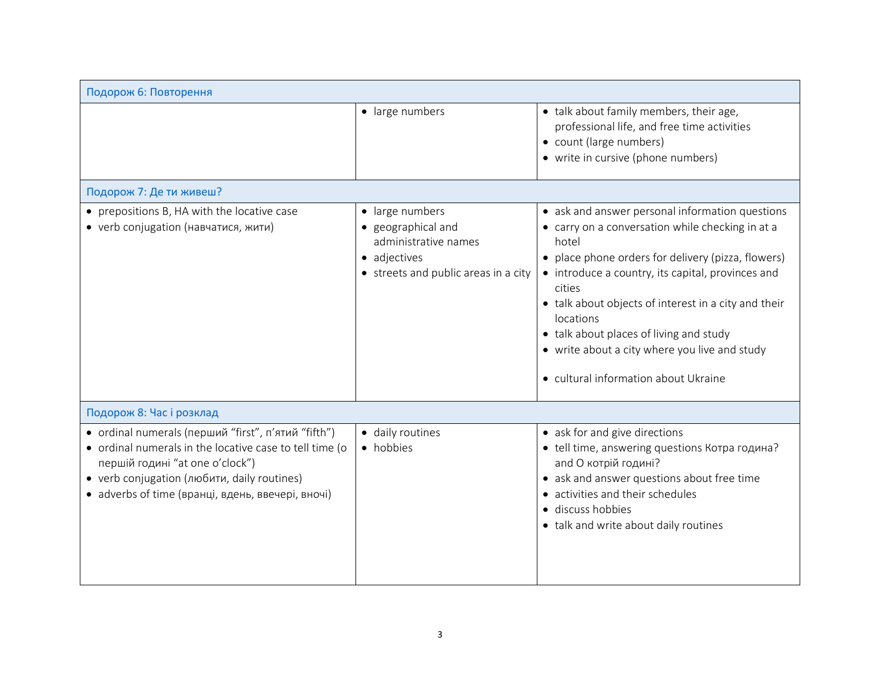| | | |
|---|---|---|
| **Подорож 6: Повторення** | | |
| | • large numbers | • talk about family members, their age, professional life, and free time activities<br>• count (large numbers)<br>• write in cursive (phone numbers) |
| **Подорож 7: Де ти живеш?** | | |
| • prepositions В, НА with the locative case<br>• verb conjugation (навчатися, жити) | • large numbers<br>• geographical and administrative names<br>• adjectives<br>• streets and public areas in a city | • ask and answer personal information questions<br>• carry on a conversation while checking in at a hotel<br>• place phone orders for delivery (pizza, flowers)<br>• introduce a country, its capital, provinces and cities<br>• talk about objects of interest in a city and their locations<br>• talk about places of living and study<br>• write about a city where you live and study<br><br>• cultural information about Ukraine |
| **Подорож 8: Час і розклад** | | |
| • ordinal numerals (перший "first", п'ятий "fifth")<br>• ordinal numerals in the locative case to tell time (о першій годині "at one o'clock")<br>• verb conjugation (любити, daily routines)<br>• adverbs of time (вранці, вдень, ввечері, вночі) | • daily routines<br>• hobbies | • ask for and give directions<br>• tell time, answering questions Котра година? and О котрій годині?<br>• ask and answer questions about free time<br>• activities and their schedules<br>• discuss hobbies<br>• talk and write about daily routines |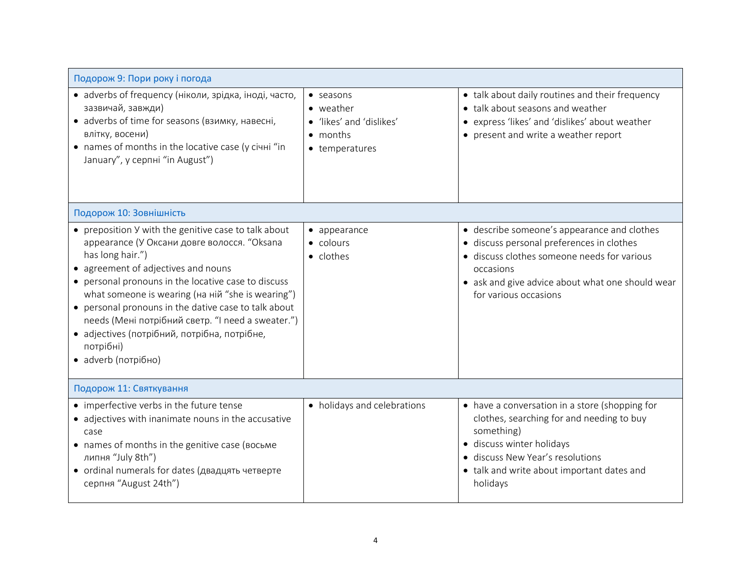| Подорож 9: Пори року і погода | | |
|---|---|---|
| • adverbs of frequency (ніколи, зрідка, іноді, часто, зазвичай, завжди)<br>• adverbs of time for seasons (взимку, навесні, влітку, восени)<br>• names of months in the locative case (у січні "in January", у серпні "in August") | • seasons<br>• weather<br>• 'likes' and 'dislikes'<br>• months<br>• temperatures | • talk about daily routines and their frequency<br>• talk about seasons and weather<br>• express 'likes' and 'dislikes' about weather<br>• present and write a weather report |
| **Подорож 10: Зовнішність** | | |
| • preposition У with the genitive case to talk about appearance (У Оксани довге волосся. "Oksana has long hair.")<br>• agreement of adjectives and nouns<br>• personal pronouns in the locative case to discuss what someone is wearing (на ній "she is wearing")<br>• personal pronouns in the dative case to talk about needs (Мені потрібний светр. "I need a sweater.")<br>• adjectives (потрібний, потрібна, потрібне, потрібні)<br>• adverb (потрібно) | • appearance<br>• colours<br>• clothes | • describe someone's appearance and clothes<br>• discuss personal preferences in clothes<br>• discuss clothes someone needs for various occasions<br>• ask and give advice about what one should wear for various occasions |
| **Подорож 11: Святкування** | | |
| • imperfective verbs in the future tense<br>• adjectives with inanimate nouns in the accusative case<br>• names of months in the genitive case (восьме липня "July 8th")<br>• ordinal numerals for dates (двадцять четверте серпня "August 24th") | • holidays and celebrations | • have a conversation in a store (shopping for clothes, searching for and needing to buy something)<br>• discuss winter holidays<br>• discuss New Year's resolutions<br>• talk and write about important dates and holidays |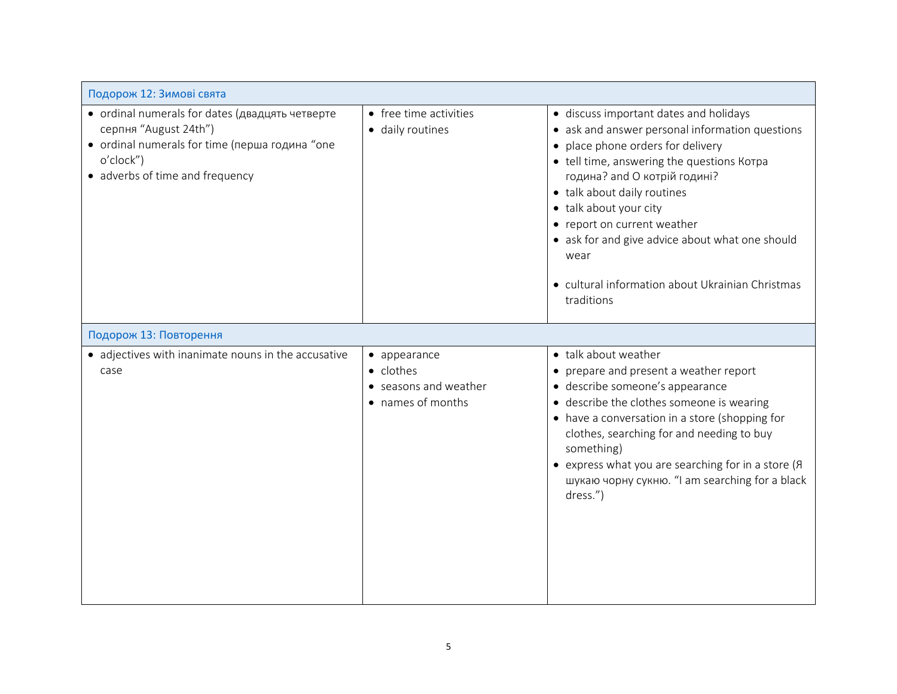| Подорож 12: Зимові свята | | |
|---|---|---|
| • ordinal numerals for dates (двадцять четверте серпня "August 24th")<br>• ordinal numerals for time (перша година "one o'clock")<br>• adverbs of time and frequency | • free time activities<br>• daily routines | • discuss important dates and holidays<br>• ask and answer personal information questions<br>• place phone orders for delivery<br>• tell time, answering the questions Котра година? and О котрій годині?<br>• talk about daily routines<br>• talk about your city<br>• report on current weather<br>• ask for and give advice about what one should wear<br><br>• cultural information about Ukrainian Christmas traditions |
| **Подорож 13: Повторення** | | |
| • adjectives with inanimate nouns in the accusative case | • appearance<br>• clothes<br>• seasons and weather<br>• names of months | • talk about weather<br>• prepare and present a weather report<br>• describe someone's appearance<br>• describe the clothes someone is wearing<br>• have a conversation in a store (shopping for clothes, searching for and needing to buy something)<br>• express what you are searching for in a store (Я шукаю чорну сукню. "I am searching for a black dress.") |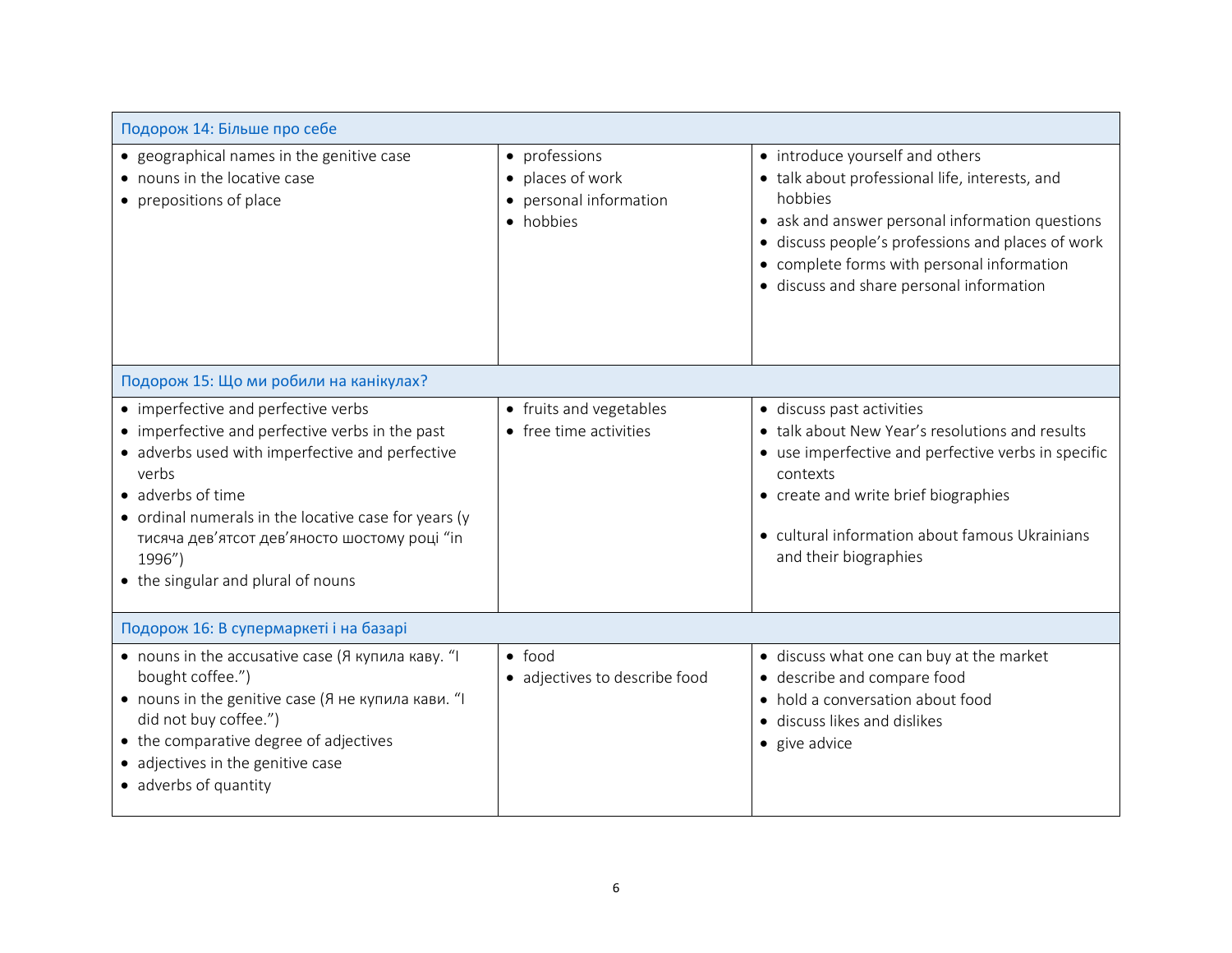| Подорож 14: Більше про себе | | |
|---|---|---|
| • geographical names in the genitive case<br>• nouns in the locative case<br>• prepositions of place | • professions<br>• places of work<br>• personal information<br>• hobbies | • introduce yourself and others<br>• talk about professional life, interests, and hobbies<br>• ask and answer personal information questions<br>• discuss people's professions and places of work<br>• complete forms with personal information<br>• discuss and share personal information |
| **Подорож 15: Що ми робили на канікулах?** | | |
| • imperfective and perfective verbs<br>• imperfective and perfective verbs in the past<br>• adverbs used with imperfective and perfective verbs<br>• adverbs of time<br>• ordinal numerals in the locative case for years (у тисяча дев'ятсот дев'яносто шостому році "in 1996")<br>• the singular and plural of nouns | • fruits and vegetables<br>• free time activities | • discuss past activities<br>• talk about New Year's resolutions and results<br>• use imperfective and perfective verbs in specific contexts<br>• create and write brief biographies<br>• cultural information about famous Ukrainians and their biographies |
| **Подорож 16: В супермаркеті і на базарі** | | |
| • nouns in the accusative case (Я купила каву. "I bought coffee.")<br>• nouns in the genitive case (Я не купила кави. "I did not buy coffee.")<br>• the comparative degree of adjectives<br>• adjectives in the genitive case<br>• adverbs of quantity | • food<br>• adjectives to describe food | • discuss what one can buy at the market<br>• describe and compare food<br>• hold a conversation about food<br>• discuss likes and dislikes<br>• give advice |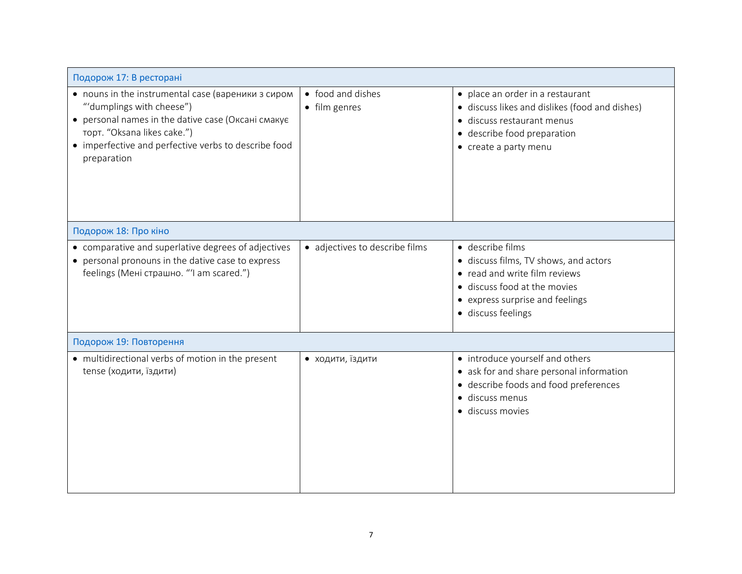| Подорож 17: В ресторані | | |
|---|---|---|
| • nouns in the instrumental case (вареники з сиром "'dumplings with cheese")<br>• personal names in the dative case (Оксані смакує торт. "Oksana likes cake.")<br>• imperfective and perfective verbs to describe food preparation | • food and dishes<br>• film genres | • place an order in a restaurant<br>• discuss likes and dislikes (food and dishes)<br>• discuss restaurant menus<br>• describe food preparation<br>• create a party menu |
| **Подорож 18: Про кіно** | | |
| • comparative and superlative degrees of adjectives<br>• personal pronouns in the dative case to express feelings (Мені страшно. "'I am scared.") | • adjectives to describe films | • describe films<br>• discuss films, TV shows, and actors<br>• read and write film reviews<br>• discuss food at the movies<br>• express surprise and feelings<br>• discuss feelings |
| **Подорож 19: Повторення** | | |
| • multidirectional verbs of motion in the present tense (ходити, їздити) | • ходити, їздити | • introduce yourself and others<br>• ask for and share personal information<br>• describe foods and food preferences<br>• discuss menus<br>• discuss movies |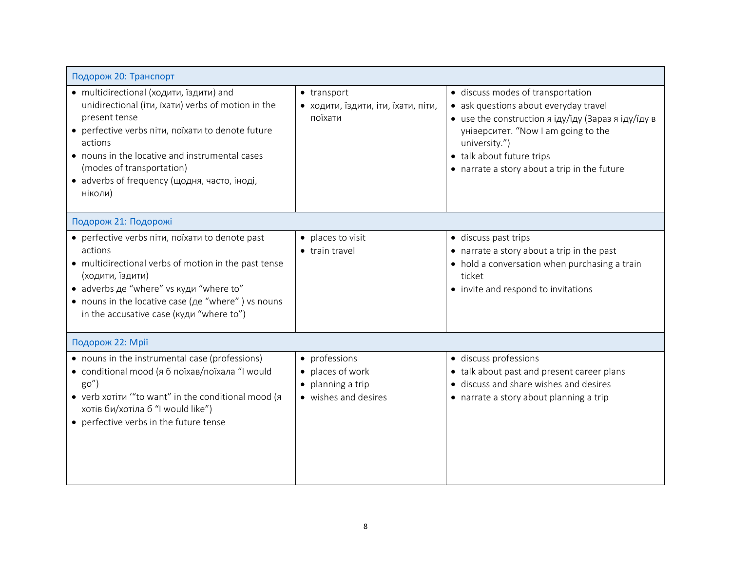| Подорож 20: Транспорт | | |
|---|---|---|
| • multidirectional (ходити, їздити) and unidirectional (іти, їхати) verbs of motion in the present tense<br>• perfective verbs піти, поїхати to denote future actions<br>• nouns in the locative and instrumental cases (modes of transportation)<br>• adverbs of frequency (щодня, часто, іноді, ніколи) | • transport<br>• ходити, їздити, іти, їхати, піти, поїхати | • discuss modes of transportation<br>• ask questions about everyday travel<br>• use the construction я іду/їду (Зараз я іду/їду в університет. "Now I am going to the university.")<br>• talk about future trips<br>• narrate a story about a trip in the future |
| **Подорож 21: Подорожі** | | |
| • perfective verbs піти, поїхати to denote past actions<br>• multidirectional verbs of motion in the past tense (ходити, їздити)<br>• adverbs де "where" vs куди "where to"<br>• nouns in the locative case (де "where" ) vs nouns in the accusative case (куди "where to") | • places to visit<br>• train travel | • discuss past trips<br>• narrate a story about a trip in the past<br>• hold a conversation when purchasing a train ticket<br>• invite and respond to invitations |
| **Подорож 22: Мрії** | | |
| • nouns in the instrumental case (professions)<br>• conditional mood (я б поїхав/поїхала "I would go")<br>• verb хотіти '"to want" in the conditional mood (я хотів би/хотіла б "I would like")<br>• perfective verbs in the future tense | • professions<br>• places of work<br>• planning a trip<br>• wishes and desires | • discuss professions<br>• talk about past and present career plans<br>• discuss and share wishes and desires<br>• narrate a story about planning a trip |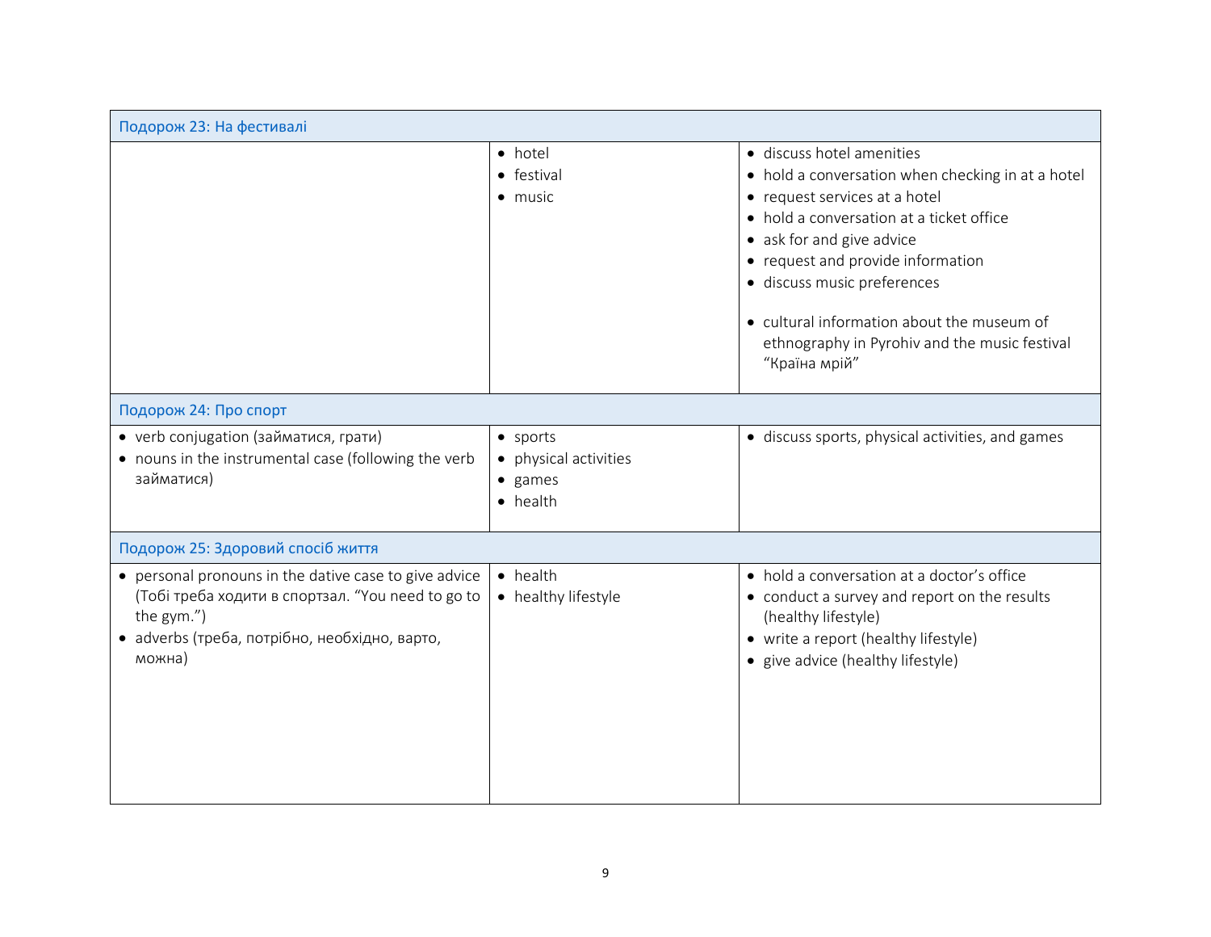| | | |
|---|---|---|
| **Подорож 23: На фестивалі** | | |
| | • hotel<br>• festival<br>• music | • discuss hotel amenities<br>• hold a conversation when checking in at a hotel<br>• request services at a hotel<br>• hold a conversation at a ticket office<br>• ask for and give advice<br>• request and provide information<br>• discuss music preferences<br><br>• cultural information about the museum of ethnography in Pyrohiv and the music festival “Країна мрій” |
| **Подорож 24: Про спорт** | | |
| • verb conjugation (займатися, грати)<br>• nouns in the instrumental case (following the verb займатися) | • sports<br>• physical activities<br>• games<br>• health | • discuss sports, physical activities, and games |
| **Подорож 25: Здоровий спосіб життя** | | |
| • personal pronouns in the dative case to give advice (Тобі треба ходити в спортзал. “You need to go to the gym.”)<br>• adverbs (треба, потрібно, необхідно, варто, можна) | • health<br>• healthy lifestyle | • hold a conversation at a doctor’s office<br>• conduct a survey and report on the results (healthy lifestyle)<br>• write a report (healthy lifestyle)<br>• give advice (healthy lifestyle) |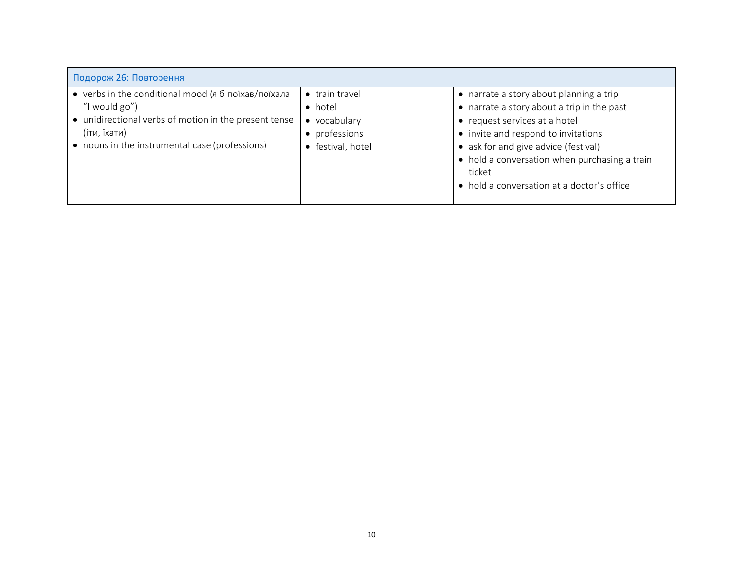| Подорож 26: Повторення | | |
|---|---|---|
| • verbs in the conditional mood (я б поїхав/поїхала "I would go")<br>• unidirectional verbs of motion in the present tense (іти, їхати)<br>• nouns in the instrumental case (professions) | • train travel<br>• hotel<br>• vocabulary<br>• professions<br>• festival, hotel | • narrate a story about planning a trip<br>• narrate a story about a trip in the past<br>• request services at a hotel<br>• invite and respond to invitations<br>• ask for and give advice (festival)<br>• hold a conversation when purchasing a train ticket<br>• hold a conversation at a doctor's office |